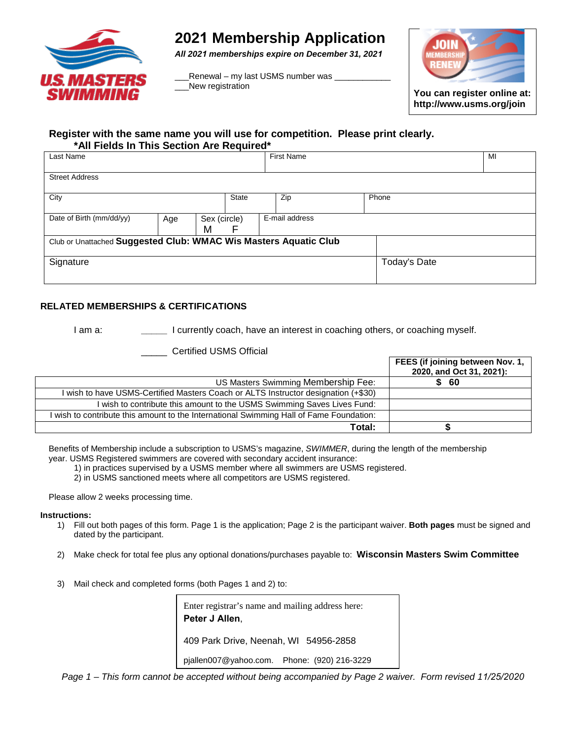U.S. MASTERS SWIMMING

# 2021 Membership Application

***All 2021 memberships expire on December 31, 2021***

___Renewal – my last USMS number was ___________
___New registration

JOIN MEMBERSHIP RENEW

**You can register online at: http://www.usms.org/join**

**Register with the same name you will use for competition. Please print clearly.**
***All Fields In This Section Are Required***

| Last Name | | | First Name | | MI |
|---|---|---|---|---|---|
| Street Address | | | | | |
| City | | State | Zip | Phone | |
| Date of Birth (mm/dd/yy) | Age | Sex (circle) M F | E-mail address | | |
| Club or Unattached **Suggested Club: WMAC Wis Masters Aquatic Club** | | | | | |
| Signature | | | | Today's Date | |

**RELATED MEMBERSHIPS & CERTIFICATIONS**

I am a: _____ I currently coach, have an interest in coaching others, or coaching myself.

_____ Certified USMS Official

| | **FEES (if joining between Nov. 1, 2020, and Oct 31, 2021):** |
|---|---|
| US Masters Swimming Membership Fee: | **$ 60** |
| I wish to have USMS-Certified Masters Coach or ALTS Instructor designation (+$30) | |
| I wish to contribute this amount to the USMS Swimming Saves Lives Fund: | |
| I wish to contribute this amount to the International Swimming Hall of Fame Foundation: | |
| **Total:** | **$** |

Benefits of Membership include a subscription to USMS's magazine, *SWIMMER*, during the length of the membership year. USMS Registered swimmers are covered with secondary accident insurance:
1) in practices supervised by a USMS member where all swimmers are USMS registered.
2) in USMS sanctioned meets where all competitors are USMS registered.

Please allow 2 weeks processing time.

**Instructions:**

1) Fill out both pages of this form. Page 1 is the application; Page 2 is the participant waiver. **Both pages** must be signed and dated by the participant.
2) Make check for total fee plus any optional donations/purchases payable to: **Wisconsin Masters Swim Committee**
3) Mail check and completed forms (both Pages 1 and 2) to:

> Enter registrar's name and mailing address here:
> **Peter J Allen**,
>
> 409 Park Drive, Neenah, WI 54956-2858
>
> pjallen007@yahoo.com. Phone: (920) 216-3229

*Page 1 – This form cannot be accepted without being accompanied by Page 2 waiver. Form revised 11/25/2020*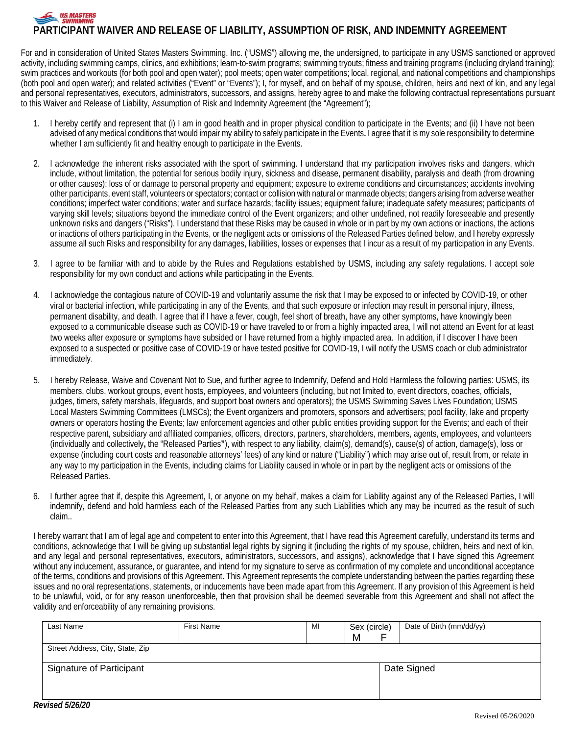# PARTICIPANT WAIVER AND RELEASE OF LIABILITY, ASSUMPTION OF RISK, AND INDEMNITY AGREEMENT

For and in consideration of United States Masters Swimming, Inc. ("USMS") allowing me, the undersigned, to participate in any USMS sanctioned or approved activity, including swimming camps, clinics, and exhibitions; learn-to-swim programs; swimming tryouts; fitness and training programs (including dryland training); swim practices and workouts (for both pool and open water); pool meets; open water competitions; local, regional, and national competitions and championships (both pool and open water); and related activities ("Event" or "Events"); I, for myself, and on behalf of my spouse, children, heirs and next of kin, and any legal and personal representatives, executors, administrators, successors, and assigns, hereby agree to and make the following contractual representations pursuant to this Waiver and Release of Liability, Assumption of Risk and Indemnity Agreement (the "Agreement");

1. I hereby certify and represent that (i) I am in good health and in proper physical condition to participate in the Events; and (ii) I have not been advised of any medical conditions that would impair my ability to safely participate in the Events**.** I agree that it is my sole responsibility to determine whether I am sufficiently fit and healthy enough to participate in the Events.

2. I acknowledge the inherent risks associated with the sport of swimming. I understand that my participation involves risks and dangers, which include, without limitation, the potential for serious bodily injury, sickness and disease, permanent disability, paralysis and death (from drowning or other causes); loss of or damage to personal property and equipment; exposure to extreme conditions and circumstances; accidents involving other participants, event staff, volunteers or spectators; contact or collision with natural or manmade objects; dangers arising from adverse weather conditions; imperfect water conditions; water and surface hazards; facility issues; equipment failure; inadequate safety measures; participants of varying skill levels; situations beyond the immediate control of the Event organizers; and other undefined, not readily foreseeable and presently unknown risks and dangers ("Risks"). I understand that these Risks may be caused in whole or in part by my own actions or inactions, the actions or inactions of others participating in the Events, or the negligent acts or omissions of the Released Parties defined below, and I hereby expressly assume all such Risks and responsibility for any damages, liabilities, losses or expenses that I incur as a result of my participation in any Events.

3. I agree to be familiar with and to abide by the Rules and Regulations established by USMS, including any safety regulations. I accept sole responsibility for my own conduct and actions while participating in the Events.

4. I acknowledge the contagious nature of COVID-19 and voluntarily assume the risk that I may be exposed to or infected by COVID-19, or other viral or bacterial infection, while participating in any of the Events, and that such exposure or infection may result in personal injury, illness, permanent disability, and death. I agree that if I have a fever, cough, feel short of breath, have any other symptoms, have knowingly been exposed to a communicable disease such as COVID-19 or have traveled to or from a highly impacted area, I will not attend an Event for at least two weeks after exposure or symptoms have subsided or I have returned from a highly impacted area. In addition, if I discover I have been exposed to a suspected or positive case of COVID-19 or have tested positive for COVID-19, I will notify the USMS coach or club administrator immediately.

5. I hereby Release, Waive and Covenant Not to Sue, and further agree to Indemnify, Defend and Hold Harmless the following parties: USMS, its members, clubs, workout groups, event hosts, employees, and volunteers (including, but not limited to, event directors, coaches, officials, judges, timers, safety marshals, lifeguards, and support boat owners and operators); the USMS Swimming Saves Lives Foundation; USMS Local Masters Swimming Committees (LMSCs); the Event organizers and promoters, sponsors and advertisers; pool facility, lake and property owners or operators hosting the Events; law enforcement agencies and other public entities providing support for the Events; and each of their respective parent, subsidiary and affiliated companies, officers, directors, partners, shareholders, members, agents, employees, and volunteers (individually and collectively**,** the "Released Parties**"**), with respect to any liability, claim(s), demand(s), cause(s) of action, damage(s), loss or expense (including court costs and reasonable attorneys' fees) of any kind or nature ("Liability") which may arise out of, result from, or relate in any way to my participation in the Events, including claims for Liability caused in whole or in part by the negligent acts or omissions of the Released Parties.

6. I further agree that if, despite this Agreement, I, or anyone on my behalf, makes a claim for Liability against any of the Released Parties, I will indemnify, defend and hold harmless each of the Released Parties from any such Liabilities which any may be incurred as the result of such claim..

I hereby warrant that I am of legal age and competent to enter into this Agreement, that I have read this Agreement carefully, understand its terms and conditions, acknowledge that I will be giving up substantial legal rights by signing it (including the rights of my spouse, children, heirs and next of kin, and any legal and personal representatives, executors, administrators, successors, and assigns), acknowledge that I have signed this Agreement without any inducement, assurance, or guarantee, and intend for my signature to serve as confirmation of my complete and unconditional acceptance of the terms, conditions and provisions of this Agreement. This Agreement represents the complete understanding between the parties regarding these issues and no oral representations, statements, or inducements have been made apart from this Agreement. If any provision of this Agreement is held to be unlawful, void, or for any reason unenforceable, then that provision shall be deemed severable from this Agreement and shall not affect the validity and enforceability of any remaining provisions.

| | | | | |
|---|---|---|---|---|
| Last Name | First Name | MI | Sex (circle) M F | Date of Birth (mm/dd/yy) |
| Street Address, City, State, Zip | | | | |
| Signature of Participant | | | | Date Signed |

***Revised 5/26/20***